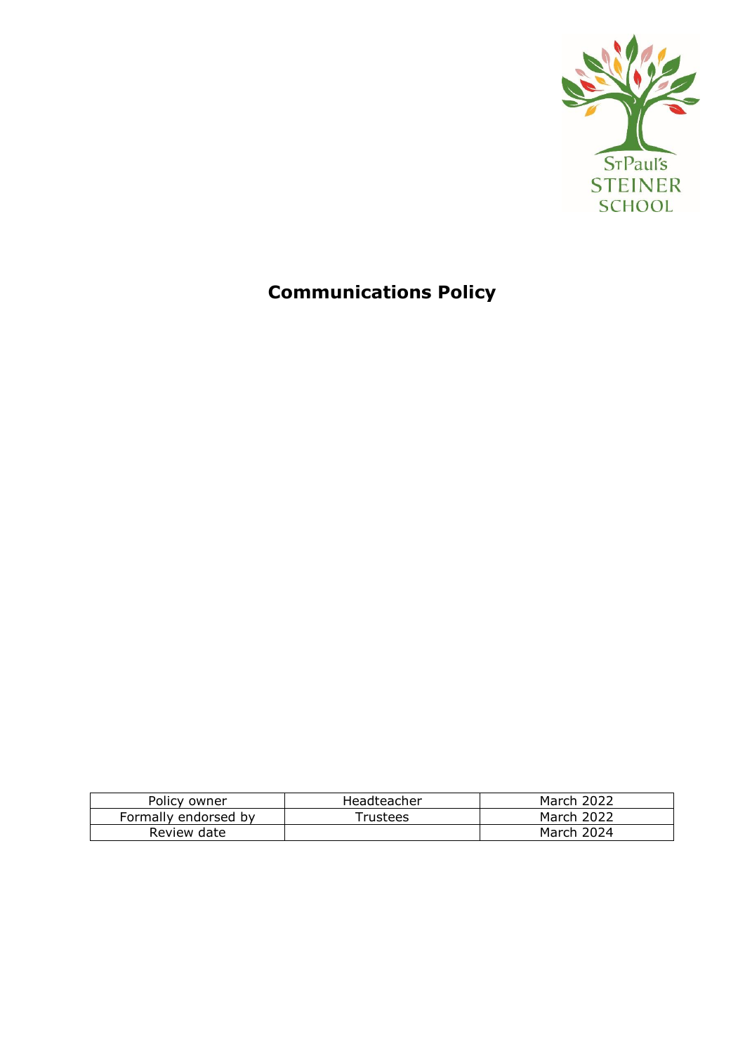# Communications Policy

| | | |
|---|---|---|
| Policy owner | Headteacher | March 2022 |
| Formally endorsed by | Trustees | March 2022 |
| Review date | | March 2024 |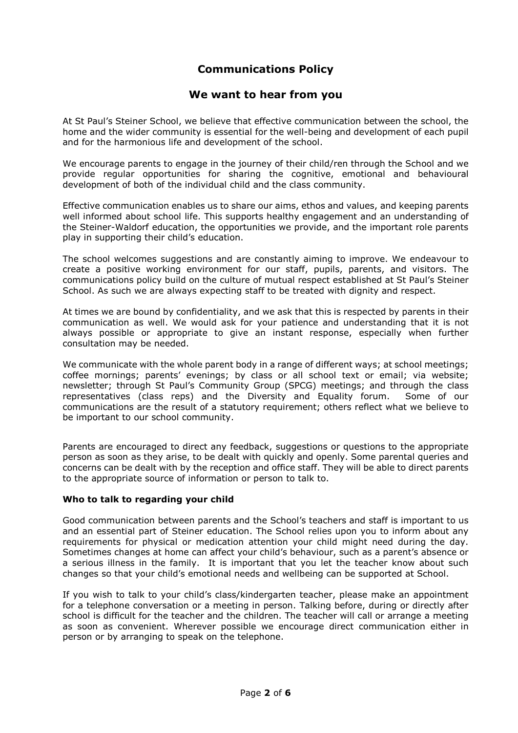# Communications Policy

## We want to hear from you

At St Paul's Steiner School, we believe that effective communication between the school, the home and the wider community is essential for the well-being and development of each pupil and for the harmonious life and development of the school.

We encourage parents to engage in the journey of their child/ren through the School and we provide regular opportunities for sharing the cognitive, emotional and behavioural development of both of the individual child and the class community.

Effective communication enables us to share our aims, ethos and values, and keeping parents well informed about school life. This supports healthy engagement and an understanding of the Steiner-Waldorf education, the opportunities we provide, and the important role parents play in supporting their child's education.

The school welcomes suggestions and are constantly aiming to improve. We endeavour to create a positive working environment for our staff, pupils, parents, and visitors. The communications policy build on the culture of mutual respect established at St Paul's Steiner School. As such we are always expecting staff to be treated with dignity and respect.

At times we are bound by confidentiality, and we ask that this is respected by parents in their communication as well. We would ask for your patience and understanding that it is not always possible or appropriate to give an instant response, especially when further consultation may be needed.

We communicate with the whole parent body in a range of different ways; at school meetings; coffee mornings; parents' evenings; by class or all school text or email; via website; newsletter; through St Paul's Community Group (SPCG) meetings; and through the class representatives (class reps) and the Diversity and Equality forum. Some of our communications are the result of a statutory requirement; others reflect what we believe to be important to our school community.

Parents are encouraged to direct any feedback, suggestions or questions to the appropriate person as soon as they arise, to be dealt with quickly and openly. Some parental queries and concerns can be dealt with by the reception and office staff. They will be able to direct parents to the appropriate source of information or person to talk to.

**Who to talk to regarding your child**

Good communication between parents and the School's teachers and staff is important to us and an essential part of Steiner education. The School relies upon you to inform about any requirements for physical or medication attention your child might need during the day. Sometimes changes at home can affect your child's behaviour, such as a parent's absence or a serious illness in the family. It is important that you let the teacher know about such changes so that your child's emotional needs and wellbeing can be supported at School.

If you wish to talk to your child's class/kindergarten teacher, please make an appointment for a telephone conversation or a meeting in person. Talking before, during or directly after school is difficult for the teacher and the children. The teacher will call or arrange a meeting as soon as convenient. Wherever possible we encourage direct communication either in person or by arranging to speak on the telephone.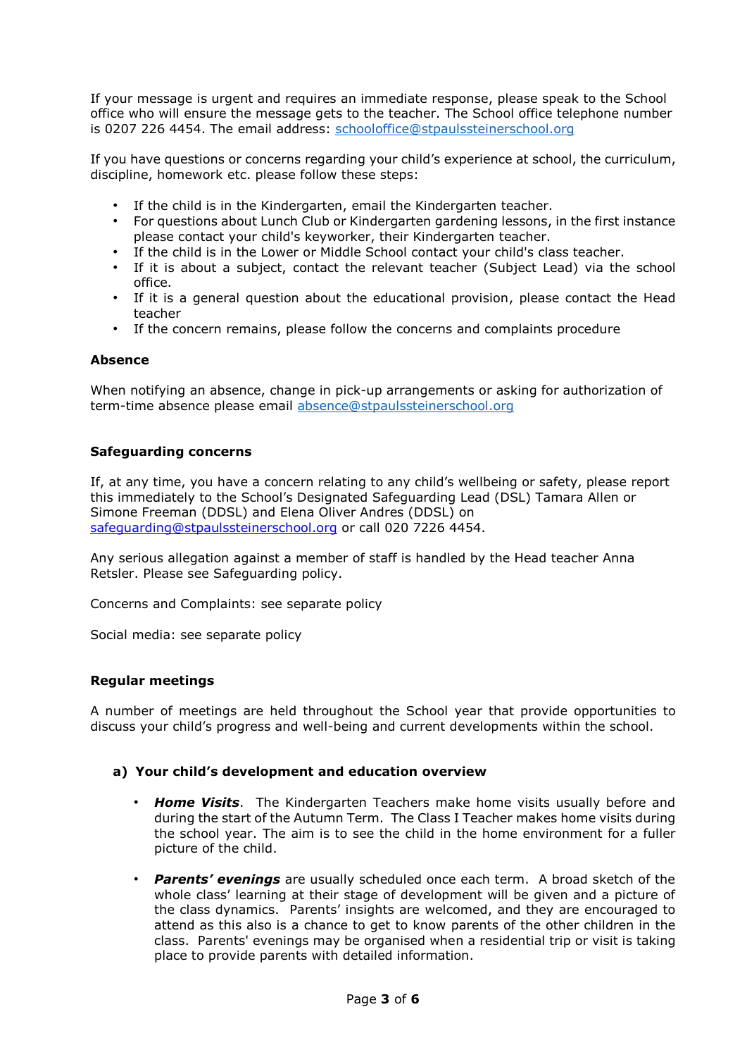If your message is urgent and requires an immediate response, please speak to the School office who will ensure the message gets to the teacher. The School office telephone number is 0207 226 4454. The email address: schooloffice@stpaulssteinerschool.org

If you have questions or concerns regarding your child's experience at school, the curriculum, discipline, homework etc. please follow these steps:

- If the child is in the Kindergarten, email the Kindergarten teacher.
- For questions about Lunch Club or Kindergarten gardening lessons, in the first instance please contact your child's keyworker, their Kindergarten teacher.
- If the child is in the Lower or Middle School contact your child's class teacher.
- If it is about a subject, contact the relevant teacher (Subject Lead) via the school office.
- If it is a general question about the educational provision, please contact the Head teacher
- If the concern remains, please follow the concerns and complaints procedure

**Absence**

When notifying an absence, change in pick-up arrangements or asking for authorization of term-time absence please email absence@stpaulssteinerschool.org

**Safeguarding concerns**

If, at any time, you have a concern relating to any child's wellbeing or safety, please report this immediately to the School's Designated Safeguarding Lead (DSL) Tamara Allen or Simone Freeman (DDSL) and Elena Oliver Andres (DDSL) on safeguarding@stpaulssteinerschool.org or call 020 7226 4454.

Any serious allegation against a member of staff is handled by the Head teacher Anna Retsler. Please see Safeguarding policy.

Concerns and Complaints: see separate policy

Social media: see separate policy

**Regular meetings**

A number of meetings are held throughout the School year that provide opportunities to discuss your child's progress and well-being and current developments within the school.

**a) Your child's development and education overview**

- ***Home Visits***. The Kindergarten Teachers make home visits usually before and during the start of the Autumn Term. The Class I Teacher makes home visits during the school year. The aim is to see the child in the home environment for a fuller picture of the child.

- ***Parents' evenings*** are usually scheduled once each term. A broad sketch of the whole class' learning at their stage of development will be given and a picture of the class dynamics. Parents' insights are welcomed, and they are encouraged to attend as this also is a chance to get to know parents of the other children in the class. Parents' evenings may be organised when a residential trip or visit is taking place to provide parents with detailed information.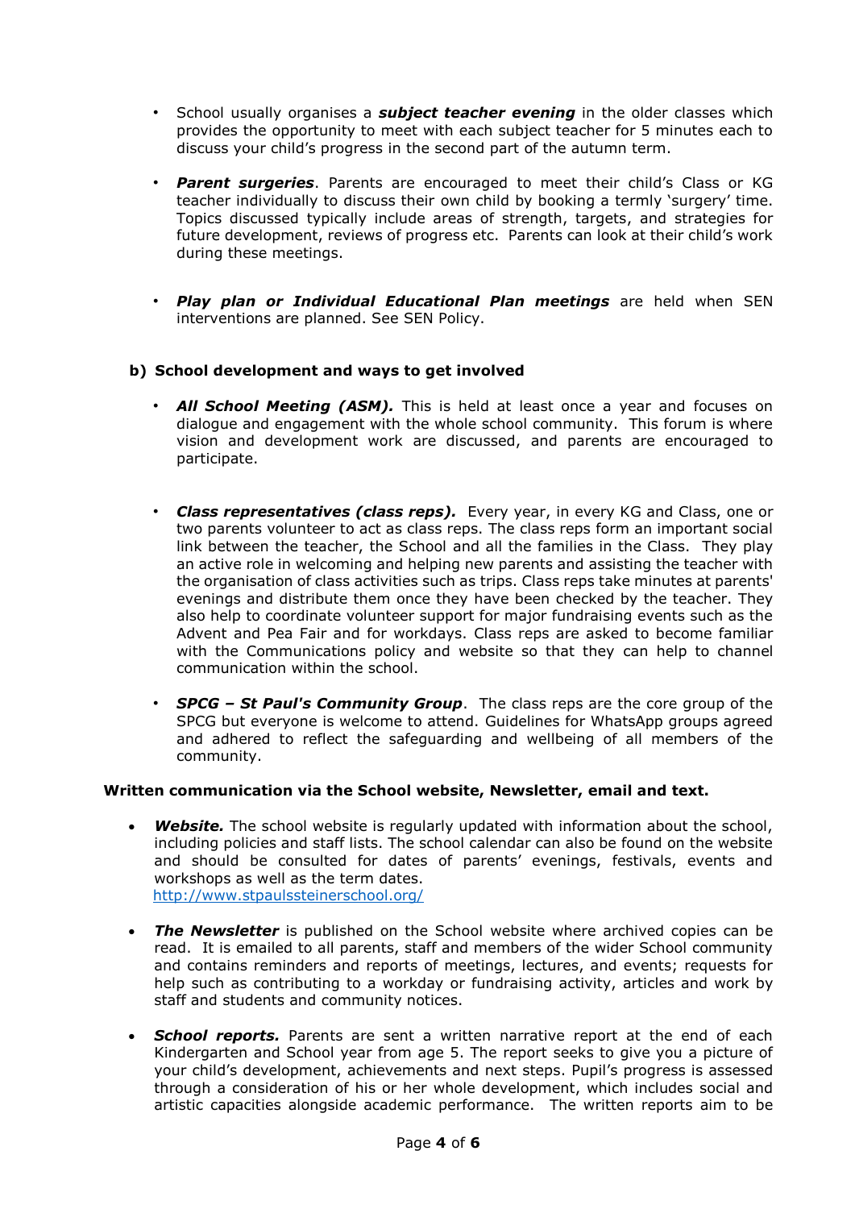- School usually organises a ***subject teacher evening*** in the older classes which provides the opportunity to meet with each subject teacher for 5 minutes each to discuss your child's progress in the second part of the autumn term.

- ***Parent surgeries***. Parents are encouraged to meet their child's Class or KG teacher individually to discuss their own child by booking a termly 'surgery' time. Topics discussed typically include areas of strength, targets, and strategies for future development, reviews of progress etc. Parents can look at their child's work during these meetings.

- ***Play plan or Individual Educational Plan meetings*** are held when SEN interventions are planned. See SEN Policy.

**b) School development and ways to get involved**

- ***All School Meeting (ASM).*** This is held at least once a year and focuses on dialogue and engagement with the whole school community. This forum is where vision and development work are discussed, and parents are encouraged to participate.

- ***Class representatives (class reps).*** Every year, in every KG and Class, one or two parents volunteer to act as class reps. The class reps form an important social link between the teacher, the School and all the families in the Class. They play an active role in welcoming and helping new parents and assisting the teacher with the organisation of class activities such as trips. Class reps take minutes at parents' evenings and distribute them once they have been checked by the teacher. They also help to coordinate volunteer support for major fundraising events such as the Advent and Pea Fair and for workdays. Class reps are asked to become familiar with the Communications policy and website so that they can help to channel communication within the school.

- ***SPCG – St Paul's Community Group***. The class reps are the core group of the SPCG but everyone is welcome to attend. Guidelines for WhatsApp groups agreed and adhered to reflect the safeguarding and wellbeing of all members of the community.

**Written communication via the School website, Newsletter, email and text.**

- ***Website.*** The school website is regularly updated with information about the school, including policies and staff lists. The school calendar can also be found on the website and should be consulted for dates of parents' evenings, festivals, events and workshops as well as the term dates.
  http://www.stpaulssteinerschool.org/

- ***The Newsletter*** is published on the School website where archived copies can be read. It is emailed to all parents, staff and members of the wider School community and contains reminders and reports of meetings, lectures, and events; requests for help such as contributing to a workday or fundraising activity, articles and work by staff and students and community notices.

- ***School reports.*** Parents are sent a written narrative report at the end of each Kindergarten and School year from age 5. The report seeks to give you a picture of your child's development, achievements and next steps. Pupil's progress is assessed through a consideration of his or her whole development, which includes social and artistic capacities alongside academic performance. The written reports aim to be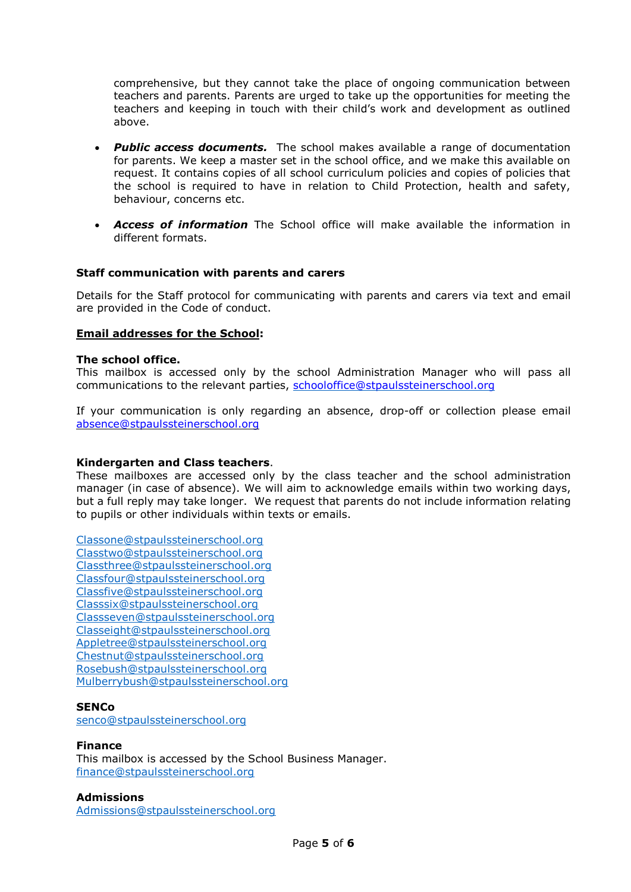comprehensive, but they cannot take the place of ongoing communication between teachers and parents. Parents are urged to take up the opportunities for meeting the teachers and keeping in touch with their child's work and development as outlined above.

- ***Public access documents.*** The school makes available a range of documentation for parents. We keep a master set in the school office, and we make this available on request. It contains copies of all school curriculum policies and copies of policies that the school is required to have in relation to Child Protection, health and safety, behaviour, concerns etc.

- ***Access of information*** The School office will make available the information in different formats.

**Staff communication with parents and carers**

Details for the Staff protocol for communicating with parents and carers via text and email are provided in the Code of conduct.

**Email addresses for the School:**

**The school office.**
This mailbox is accessed only by the school Administration Manager who will pass all communications to the relevant parties, schooloffice@stpaulssteinerschool.org

If your communication is only regarding an absence, drop-off or collection please email absence@stpaulssteinerschool.org

**Kindergarten and Class teachers**.
These mailboxes are accessed only by the class teacher and the school administration manager (in case of absence). We will aim to acknowledge emails within two working days, but a full reply may take longer. We request that parents do not include information relating to pupils or other individuals within texts or emails.

Classone@stpaulssteinerschool.org
Classtwo@stpaulssteinerschool.org
Classthree@stpaulssteinerschool.org
Classfour@stpaulssteinerschool.org
Classfive@stpaulssteinerschool.org
Classsix@stpaulssteinerschool.org
Classseven@stpaulssteinerschool.org
Classeight@stpaulssteinerschool.org
Appletree@stpaulssteinerschool.org
Chestnut@stpaulssteinerschool.org
Rosebush@stpaulssteinerschool.org
Mulberrybush@stpaulssteinerschool.org

**SENCo**
senco@stpaulssteinerschool.org

**Finance**
This mailbox is accessed by the School Business Manager.
finance@stpaulssteinerschool.org

**Admissions**
Admissions@stpaulssteinerschool.org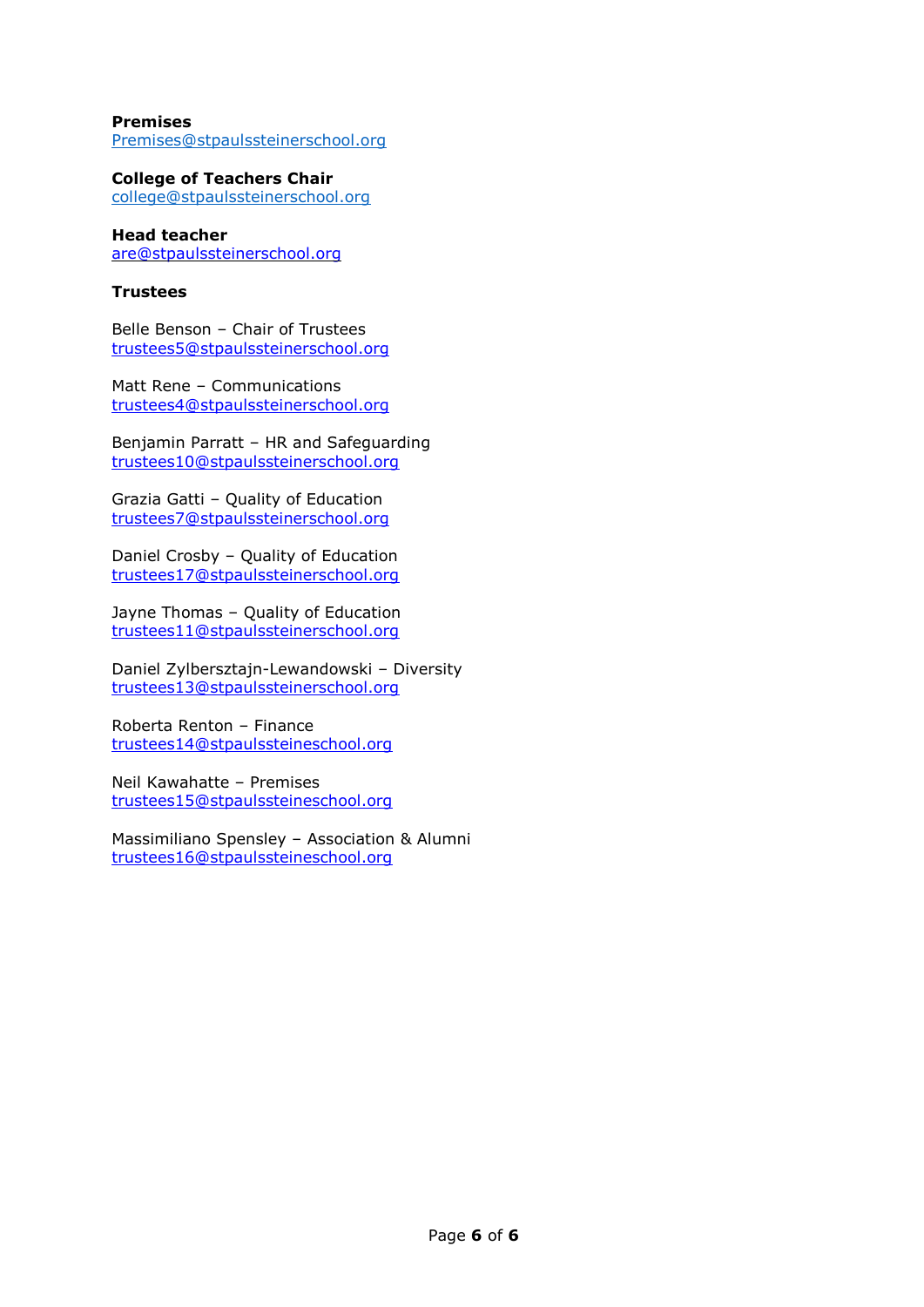**Premises**
Premises@stpaulssteinerschool.org

**College of Teachers Chair**
college@stpaulssteinerschool.org

**Head teacher**
are@stpaulssteinerschool.org

**Trustees**

Belle Benson – Chair of Trustees
trustees5@stpaulssteinerschool.org

Matt Rene – Communications
trustees4@stpaulssteinerschool.org

Benjamin Parratt – HR and Safeguarding
trustees10@stpaulssteinerschool.org

Grazia Gatti – Quality of Education
trustees7@stpaulssteinerschool.org

Daniel Crosby – Quality of Education
trustees17@stpaulssteinerschool.org

Jayne Thomas – Quality of Education
trustees11@stpaulssteinerschool.org

Daniel Zylbersztajn-Lewandowski – Diversity
trustees13@stpaulssteinerschool.org

Roberta Renton – Finance
trustees14@stpaulssteineschool.org

Neil Kawahatte – Premises
trustees15@stpaulssteineschool.org

Massimiliano Spensley – Association & Alumni
trustees16@stpaulssteineschool.org